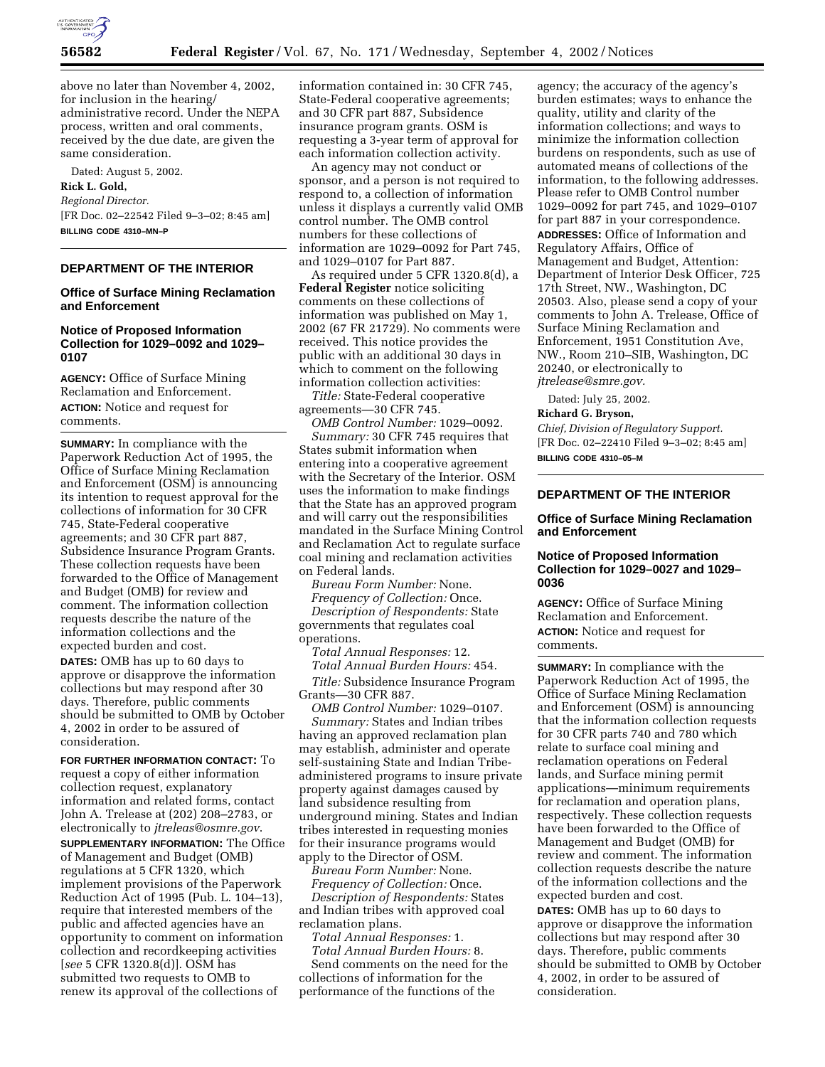above no later than November 4, 2002, for inclusion in the hearing/administrative record. Under the NEPA process, written and oral comments, received by the due date, are given the same consideration.

Dated: August 5, 2002.

**Rick L. Gold,**

*Regional Director.*

[FR Doc. 02–22542 Filed 9–3–02; 8:45 am]

**BILLING CODE 4310–MN–P**

---

## DEPARTMENT OF THE INTERIOR

### Office of Surface Mining Reclamation and Enforcement

### Notice of Proposed Information Collection for 1029–0092 and 1029–0107

**AGENCY:** Office of Surface Mining Reclamation and Enforcement.

**ACTION:** Notice and request for comments.

**SUMMARY:** In compliance with the Paperwork Reduction Act of 1995, the Office of Surface Mining Reclamation and Enforcement (OSM) is announcing its intention to request approval for the collections of information for 30 CFR 745, State-Federal cooperative agreements; and 30 CFR part 887, Subsidence Insurance Program Grants. These collection requests have been forwarded to the Office of Management and Budget (OMB) for review and comment. The information collection requests describe the nature of the information collections and the expected burden and cost.

**DATES:** OMB has up to 60 days to approve or disapprove the information collections but may respond after 30 days. Therefore, public comments should be submitted to OMB by October 4, 2002 in order to be assured of consideration.

**FOR FURTHER INFORMATION CONTACT:** To request a copy of either information collection request, explanatory information and related forms, contact John A. Trelease at (202) 208–2783, or electronically to *jtreleas@osmre.gov*.

**SUPPLEMENTARY INFORMATION:** The Office of Management and Budget (OMB) regulations at 5 CFR 1320, which implement provisions of the Paperwork Reduction Act of 1995 (Pub. L. 104–13), require that interested members of the public and affected agencies have an opportunity to comment on information collection and recordkeeping activities [*see* 5 CFR 1320.8(d)]. OSM has submitted two requests to OMB to renew its approval of the collections of information contained in: 30 CFR 745, State-Federal cooperative agreements; and 30 CFR part 887, Subsidence insurance program grants. OSM is requesting a 3-year term of approval for each information collection activity.

An agency may not conduct or sponsor, and a person is not required to respond to, a collection of information unless it displays a currently valid OMB control number. The OMB control numbers for these collections of information are 1029–0092 for Part 745, and 1029–0107 for Part 887.

As required under 5 CFR 1320.8(d), a **Federal Register** notice soliciting comments on these collections of information was published on May 1, 2002 (67 FR 21729). No comments were received. This notice provides the public with an additional 30 days in which to comment on the following information collection activities:

*Title:* State-Federal cooperative agreements—30 CFR 745.

*OMB Control Number:* 1029–0092.

*Summary:* 30 CFR 745 requires that States submit information when entering into a cooperative agreement with the Secretary of the Interior. OSM uses the information to make findings that the State has an approved program and will carry out the responsibilities mandated in the Surface Mining Control and Reclamation Act to regulate surface coal mining and reclamation activities on Federal lands.

*Bureau Form Number:* None.

*Frequency of Collection:* Once.

*Description of Respondents:* State governments that regulates coal operations.

*Total Annual Responses:* 12.

*Total Annual Burden Hours:* 454.

*Title:* Subsidence Insurance Program Grants—30 CFR 887.

*OMB Control Number:* 1029–0107.

*Summary:* States and Indian tribes having an approved reclamation plan may establish, administer and operate self-sustaining State and Indian Tribe-administered programs to insure private property against damages caused by land subsidence resulting from underground mining. States and Indian tribes interested in requesting monies for their insurance programs would apply to the Director of OSM.

*Bureau Form Number:* None.

*Frequency of Collection:* Once.

*Description of Respondents:* States and Indian tribes with approved coal reclamation plans.

*Total Annual Responses:* 1.

*Total Annual Burden Hours:* 8.

Send comments on the need for the collections of information for the performance of the functions of the agency; the accuracy of the agency's burden estimates; ways to enhance the quality, utility and clarity of the information collections; and ways to minimize the information collection burdens on respondents, such as use of automated means of collections of the information, to the following addresses. Please refer to OMB Control number 1029–0092 for part 745, and 1029–0107 for part 887 in your correspondence.

**ADDRESSES:** Office of Information and Regulatory Affairs, Office of Management and Budget, Attention: Department of Interior Desk Officer, 725 17th Street, NW., Washington, DC 20503. Also, please send a copy of your comments to John A. Trelease, Office of Surface Mining Reclamation and Enforcement, 1951 Constitution Ave, NW., Room 210–SIB, Washington, DC 20240, or electronically to *jtrelease@smre.gov.*

Dated: July 25, 2002.

**Richard G. Bryson,**

*Chief, Division of Regulatory Support.*

[FR Doc. 02–22410 Filed 9–3–02; 8:45 am]

**BILLING CODE 4310–05–M**

---

## DEPARTMENT OF THE INTERIOR

### Office of Surface Mining Reclamation and Enforcement

### Notice of Proposed Information Collection for 1029–0027 and 1029–0036

**AGENCY:** Office of Surface Mining Reclamation and Enforcement.

**ACTION:** Notice and request for comments.

**SUMMARY:** In compliance with the Paperwork Reduction Act of 1995, the Office of Surface Mining Reclamation and Enforcement (OSM) is announcing that the information collection requests for 30 CFR parts 740 and 780 which relate to surface coal mining and reclamation operations on Federal lands, and Surface mining permit applications—minimum requirements for reclamation and operation plans, respectively. These collection requests have been forwarded to the Office of Management and Budget (OMB) for review and comment. The information collection requests describe the nature of the information collections and the expected burden and cost.

**DATES:** OMB has up to 60 days to approve or disapprove the information collections but may respond after 30 days. Therefore, public comments should be submitted to OMB by October 4, 2002, in order to be assured of consideration.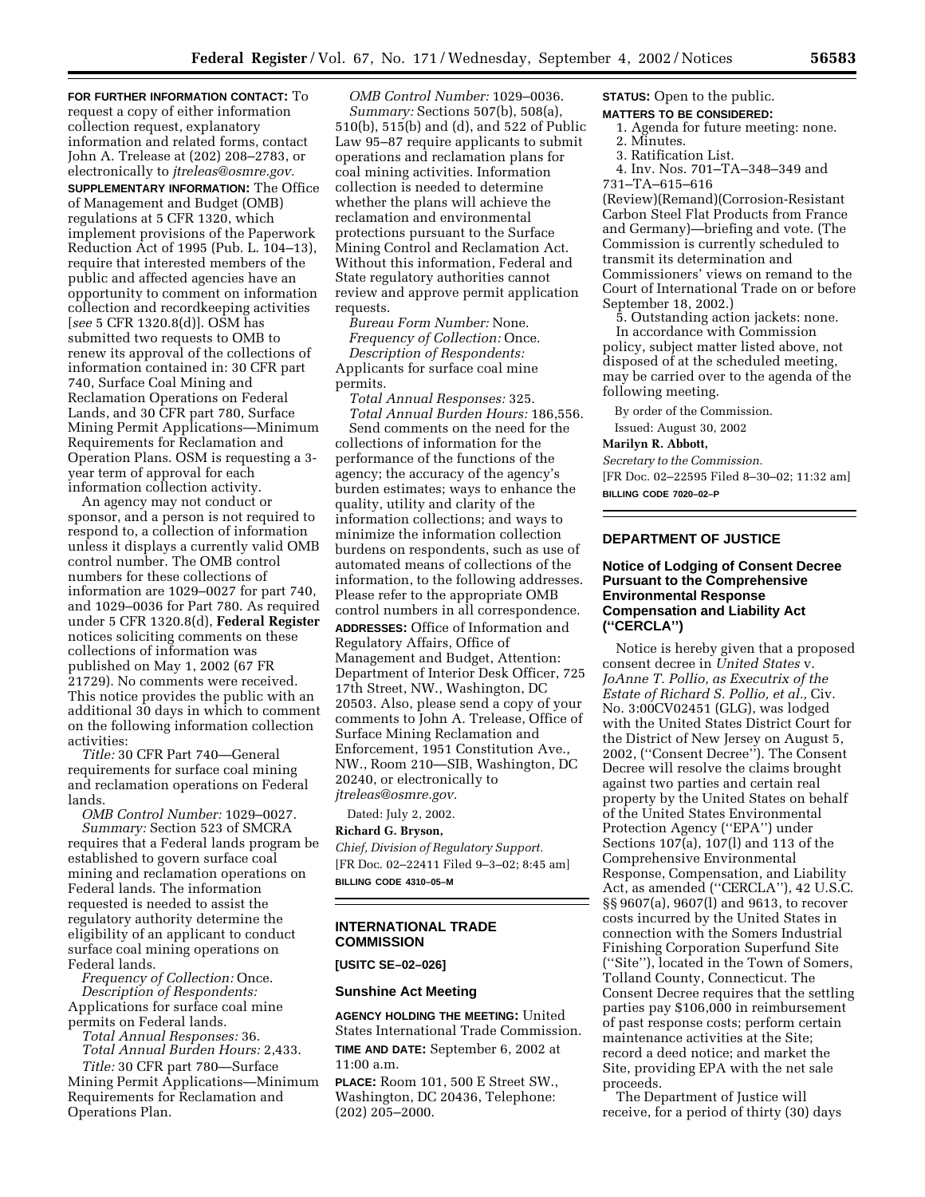**FOR FURTHER INFORMATION CONTACT:** To request a copy of either information collection request, explanatory information and related forms, contact John A. Trelease at (202) 208–2783, or electronically to *jtreleas@osmre.gov.*

**SUPPLEMENTARY INFORMATION:** The Office of Management and Budget (OMB) regulations at 5 CFR 1320, which implement provisions of the Paperwork Reduction Act of 1995 (Pub. L. 104–13), require that interested members of the public and affected agencies have an opportunity to comment on information collection and recordkeeping activities [*see* 5 CFR 1320.8(d)]. OSM has submitted two requests to OMB to renew its approval of the collections of information contained in: 30 CFR part 740, Surface Coal Mining and Reclamation Operations on Federal Lands, and 30 CFR part 780, Surface Mining Permit Applications—Minimum Requirements for Reclamation and Operation Plans. OSM is requesting a 3-year term of approval for each information collection activity.

An agency may not conduct or sponsor, and a person is not required to respond to, a collection of information unless it displays a currently valid OMB control number. The OMB control numbers for these collections of information are 1029–0027 for part 740, and 1029–0036 for Part 780. As required under 5 CFR 1320.8(d), **Federal Register** notices soliciting comments on these collections of information was published on May 1, 2002 (67 FR 21729). No comments were received. This notice provides the public with an additional 30 days in which to comment on the following information collection activities:

*Title:* 30 CFR Part 740—General requirements for surface coal mining and reclamation operations on Federal lands.

*OMB Control Number:* 1029–0027.

*Summary:* Section 523 of SMCRA requires that a Federal lands program be established to govern surface coal mining and reclamation operations on Federal lands. The information requested is needed to assist the regulatory authority determine the eligibility of an applicant to conduct surface coal mining operations on Federal lands.

*Frequency of Collection:* Once.

*Description of Respondents:* Applications for surface coal mine permits on Federal lands.

*Total Annual Responses:* 36.

*Total Annual Burden Hours:* 2,433.

*Title:* 30 CFR part 780—Surface Mining Permit Applications—Minimum Requirements for Reclamation and Operations Plan.

*OMB Control Number:* 1029–0036.

*Summary:* Sections 507(b), 508(a), 510(b), 515(b) and (d), and 522 of Public Law 95–87 require applicants to submit operations and reclamation plans for coal mining activities. Information collection is needed to determine whether the plans will achieve the reclamation and environmental protections pursuant to the Surface Mining Control and Reclamation Act. Without this information, Federal and State regulatory authorities cannot review and approve permit application requests.

*Bureau Form Number:* None.

*Frequency of Collection:* Once.

*Description of Respondents:* Applicants for surface coal mine permits.

*Total Annual Responses:* 325.

*Total Annual Burden Hours:* 186,556.

Send comments on the need for the collections of information for the performance of the functions of the agency; the accuracy of the agency's burden estimates; ways to enhance the quality, utility and clarity of the information collections; and ways to minimize the information collection burdens on respondents, such as use of automated means of collections of the information, to the following addresses. Please refer to the appropriate OMB control numbers in all correspondence.

**ADDRESSES:** Office of Information and Regulatory Affairs, Office of Management and Budget, Attention: Department of Interior Desk Officer, 725 17th Street, NW., Washington, DC 20503. Also, please send a copy of your comments to John A. Trelease, Office of Surface Mining Reclamation and Enforcement, 1951 Constitution Ave., NW., Room 210—SIB, Washington, DC 20240, or electronically to *jtreleas@osmre.gov.*

Dated: July 2, 2002.

**Richard G. Bryson,**

*Chief, Division of Regulatory Support.*

[FR Doc. 02–22411 Filed 9–3–02; 8:45 am]

**BILLING CODE 4310–05–M**

## INTERNATIONAL TRADE COMMISSION

**[USITC SE–02–026]**

### Sunshine Act Meeting

**AGENCY HOLDING THE MEETING:** United States International Trade Commission.

**TIME AND DATE:** September 6, 2002 at 11:00 a.m.

**PLACE:** Room 101, 500 E Street SW., Washington, DC 20436, Telephone: (202) 205–2000.

**STATUS:** Open to the public.

**MATTERS TO BE CONSIDERED:**

1. Agenda for future meeting: none.
2. Minutes.
3. Ratification List.
4. Inv. Nos. 701–TA–348–349 and 731–TA–615–616 (Review)(Remand)(Corrosion-Resistant Carbon Steel Flat Products from France and Germany)—briefing and vote. (The Commission is currently scheduled to transmit its determination and Commissioners' views on remand to the Court of International Trade on or before September 18, 2002.)
5. Outstanding action jackets: none.

In accordance with Commission policy, subject matter listed above, not disposed of at the scheduled meeting, may be carried over to the agenda of the following meeting.

By order of the Commission.

Issued: August 30, 2002

**Marilyn R. Abbott,**

*Secretary to the Commission.*

[FR Doc. 02–22595 Filed 8–30–02; 11:32 am]

**BILLING CODE 7020–02–P**

## DEPARTMENT OF JUSTICE

### Notice of Lodging of Consent Decree Pursuant to the Comprehensive Environmental Response Compensation and Liability Act ("CERCLA")

Notice is hereby given that a proposed consent decree in *United States* v. *JoAnne T. Pollio, as Executrix of the Estate of Richard S. Pollio, et al.,* Civ. No. 3:00CV02451 (GLG), was lodged with the United States District Court for the District of New Jersey on August 5, 2002, ("Consent Decree"). The Consent Decree will resolve the claims brought against two parties and certain real property by the United States on behalf of the United States Environmental Protection Agency ("EPA") under Sections 107(a), 107(l) and 113 of the Comprehensive Environmental Response, Compensation, and Liability Act, as amended ("CERCLA"), 42 U.S.C. §§ 9607(a), 9607(l) and 9613, to recover costs incurred by the United States in connection with the Somers Industrial Finishing Corporation Superfund Site ("Site"), located in the Town of Somers, Tolland County, Connecticut. The Consent Decree requires that the settling parties pay $106,000 in reimbursement of past response costs; perform certain maintenance activities at the Site; record a deed notice; and market the Site, providing EPA with the net sale proceeds.

The Department of Justice will receive, for a period of thirty (30) days